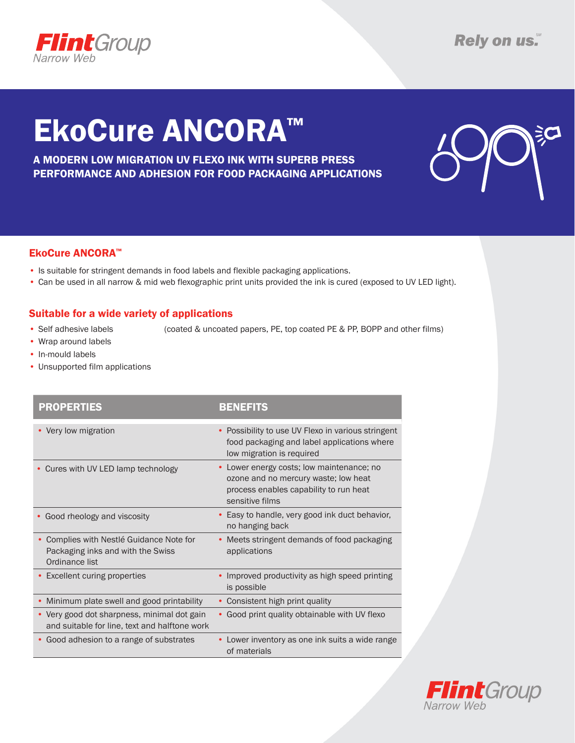FlintGroup Narrow Web

Rely on us.℠

# EkoCure ANCORA™

**A MODERN LOW MIGRATION UV FLEXO INK WITH SUPERB PRESS PERFORMANCE AND ADHESION FOR FOOD PACKAGING APPLICATIONS**

## EkoCure ANCORA™

- Is suitable for stringent demands in food labels and flexible packaging applications.
- Can be used in all narrow & mid web flexographic print units provided the ink is cured (exposed to UV LED light).

## Suitable for a wide variety of applications

- Self adhesive labels
- Wrap around labels
- In-mould labels
- Unsupported film applications

(coated & uncoated papers, PE, top coated PE & PP, BOPP and other films)

| PROPERTIES | BENEFITS |
|---|---|
| • Very low migration | • Possibility to use UV Flexo in various stringent food packaging and label applications where low migration is required |
| • Cures with UV LED lamp technology | • Lower energy costs; low maintenance; no ozone and no mercury waste; low heat process enables capability to run heat sensitive films |
| • Good rheology and viscosity | • Easy to handle, very good ink duct behavior, no hanging back |
| • Complies with Nestlé Guidance Note for Packaging inks and with the Swiss Ordinance list | • Meets stringent demands of food packaging applications |
| • Excellent curing properties | • Improved productivity as high speed printing is possible |
| • Minimum plate swell and good printability | • Consistent high print quality |
| • Very good dot sharpness, minimal dot gain and suitable for line, text and halftone work | • Good print quality obtainable with UV flexo |
| • Good adhesion to a range of substrates | • Lower inventory as one ink suits a wide range of materials |

FlintGroup Narrow Web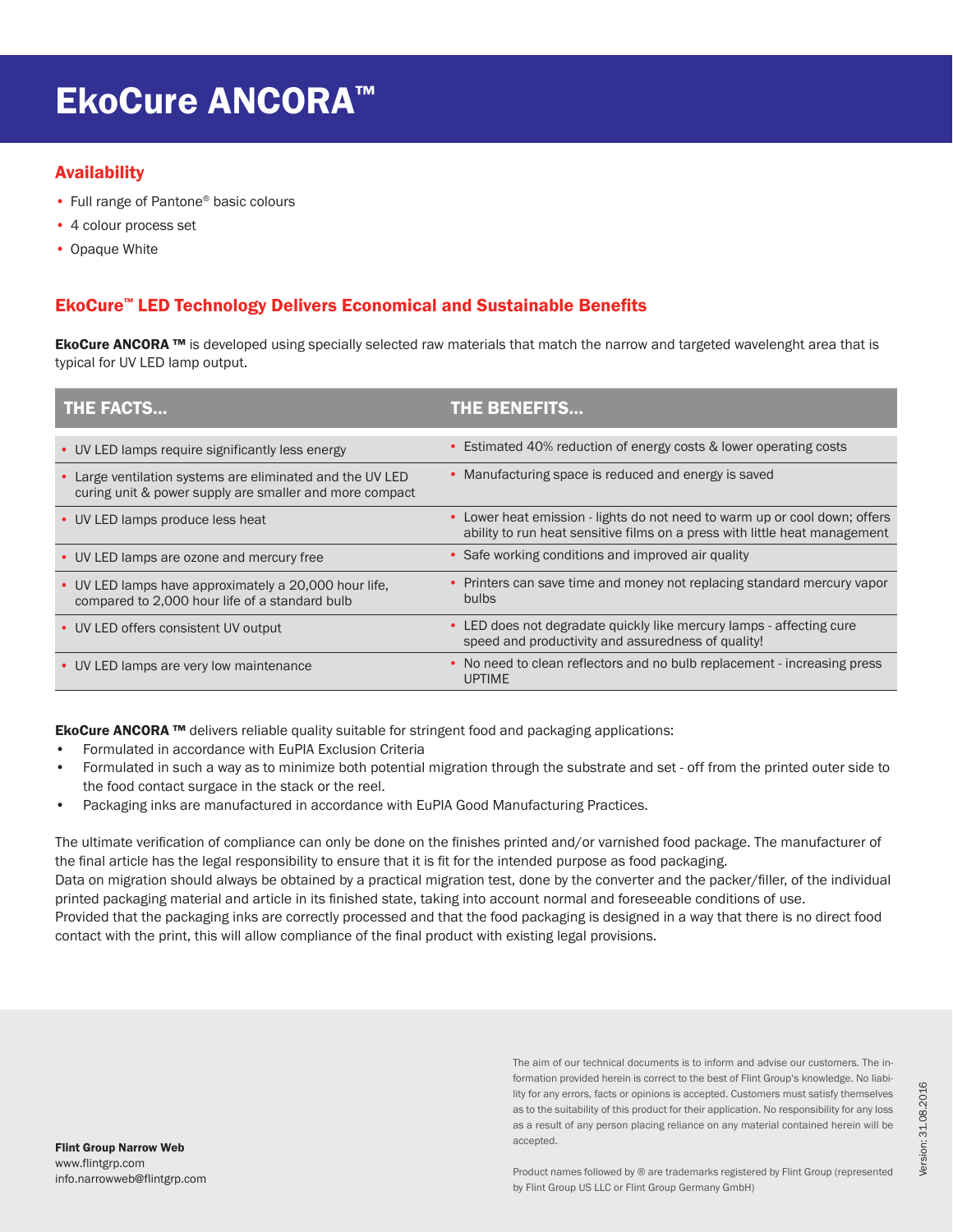# EkoCure ANCORA™

## Availability

- Full range of Pantone® basic colours
- 4 colour process set
- Opaque White

## EkoCure™ LED Technology Delivers Economical and Sustainable Benefits

**EkoCure ANCORA ™** is developed using specially selected raw materials that match the narrow and targeted wavelenght area that is typical for UV LED lamp output.

| THE FACTS... | THE BENEFITS... |
|---|---|
| • UV LED lamps require significantly less energy | • Estimated 40% reduction of energy costs & lower operating costs |
| • Large ventilation systems are eliminated and the UV LED curing unit & power supply are smaller and more compact | • Manufacturing space is reduced and energy is saved |
| • UV LED lamps produce less heat | • Lower heat emission - lights do not need to warm up or cool down; offers ability to run heat sensitive films on a press with little heat management |
| • UV LED lamps are ozone and mercury free | • Safe working conditions and improved air quality |
| • UV LED lamps have approximately a 20,000 hour life, compared to 2,000 hour life of a standard bulb | • Printers can save time and money not replacing standard mercury vapor bulbs |
| • UV LED offers consistent UV output | • LED does not degradate quickly like mercury lamps - affecting cure speed and productivity and assuredness of quality! |
| • UV LED lamps are very low maintenance | • No need to clean reflectors and no bulb replacement - increasing press UPTIME |

**EkoCure ANCORA ™** delivers reliable quality suitable for stringent food and packaging applications:

- Formulated in accordance with EuPIA Exclusion Criteria
- Formulated in such a way as to minimize both potential migration through the substrate and set - off from the printed outer side to the food contact surgace in the stack or the reel.
- Packaging inks are manufactured in accordance with EuPIA Good Manufacturing Practices.

The ultimate verification of compliance can only be done on the finishes printed and/or varnished food package. The manufacturer of the final article has the legal responsibility to ensure that it is fit for the intended purpose as food packaging.
Data on migration should always be obtained by a practical migration test, done by the converter and the packer/filler, of the individual printed packaging material and article in its finished state, taking into account normal and foreseeable conditions of use.
Provided that the packaging inks are correctly processed and that the food packaging is designed in a way that there is no direct food contact with the print, this will allow compliance of the final product with existing legal provisions.

**Flint Group Narrow Web**
www.flintgrp.com
info.narrowweb@flintgrp.com

The aim of our technical documents is to inform and advise our customers. The information provided herein is correct to the best of Flint Group's knowledge. No liability for any errors, facts or opinions is accepted. Customers must satisfy themselves as to the suitability of this product for their application. No responsibility for any loss as a result of any person placing reliance on any material contained herein will be accepted.

Product names followed by ® are trademarks registered by Flint Group (represented by Flint Group US LLC or Flint Group Germany GmbH)

Version: 31.08.2016